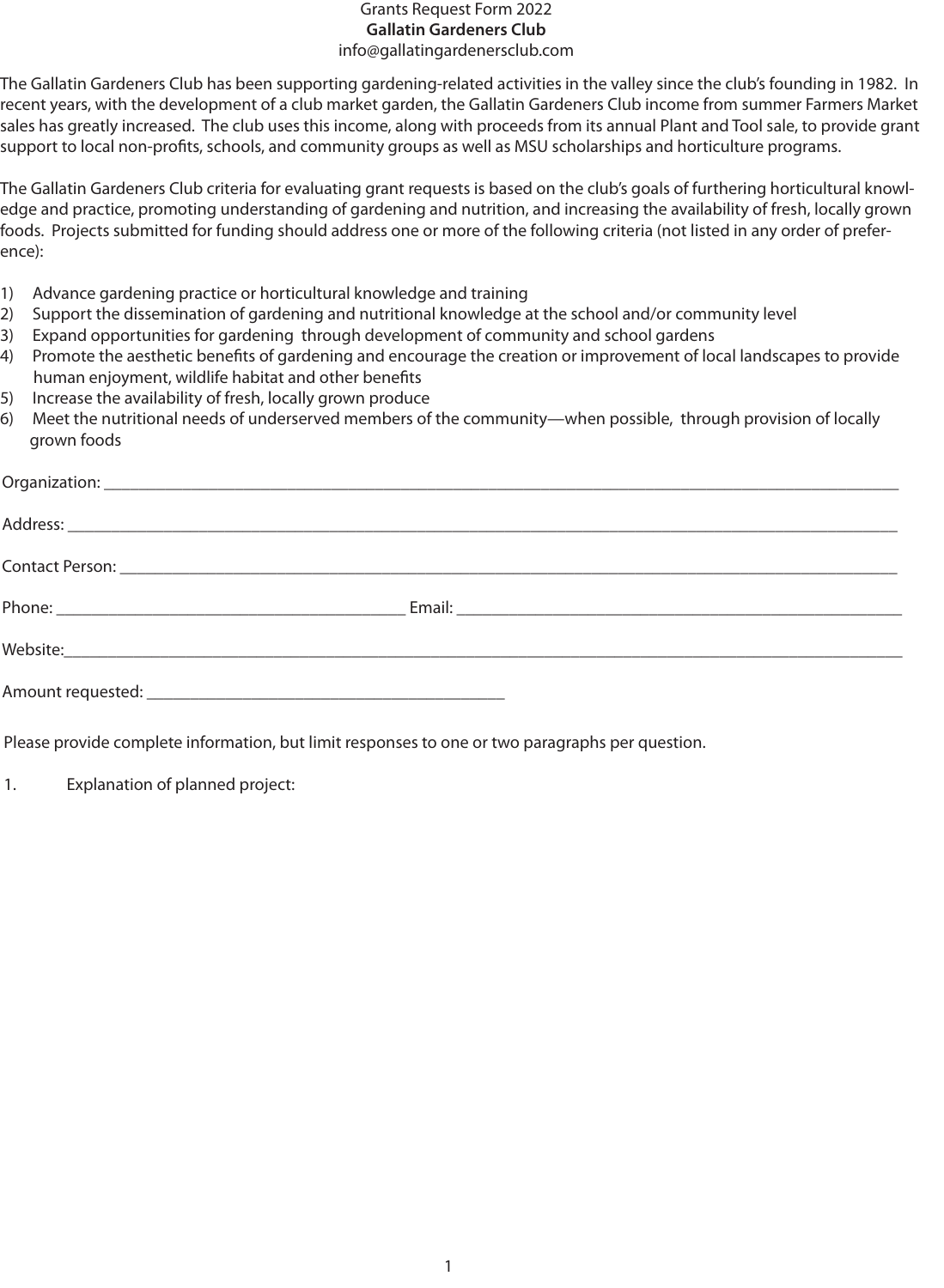Grants Request Form 2022

**Gallatin Gardeners Club**

info@gallatingardenersclub.com

The Gallatin Gardeners Club has been supporting gardening-related activities in the valley since the club's founding in 1982. In recent years, with the development of a club market garden, the Gallatin Gardeners Club income from summer Farmers Market sales has greatly increased. The club uses this income, along with proceeds from its annual Plant and Tool sale, to provide grant support to local non-profits, schools, and community groups as well as MSU scholarships and horticulture programs.

The Gallatin Gardeners Club criteria for evaluating grant requests is based on the club's goals of furthering horticultural knowledge and practice, promoting understanding of gardening and nutrition, and increasing the availability of fresh, locally grown foods. Projects submitted for funding should address one or more of the following criteria (not listed in any order of preference):

1) Advance gardening practice or horticultural knowledge and training
2) Support the dissemination of gardening and nutritional knowledge at the school and/or community level
3) Expand opportunities for gardening through development of community and school gardens
4) Promote the aesthetic benefits of gardening and encourage the creation or improvement of local landscapes to provide human enjoyment, wildlife habitat and other benefits
5) Increase the availability of fresh, locally grown produce
6) Meet the nutritional needs of underserved members of the community—when possible, through provision of locally grown foods

Organization: ______________________________

Address: ______________________________

Contact Person: ______________________________

Phone: ____________________ Email: ____________________

Website: ______________________________

Amount requested: ____________________

Please provide complete information, but limit responses to one or two paragraphs per question.

1. Explanation of planned project: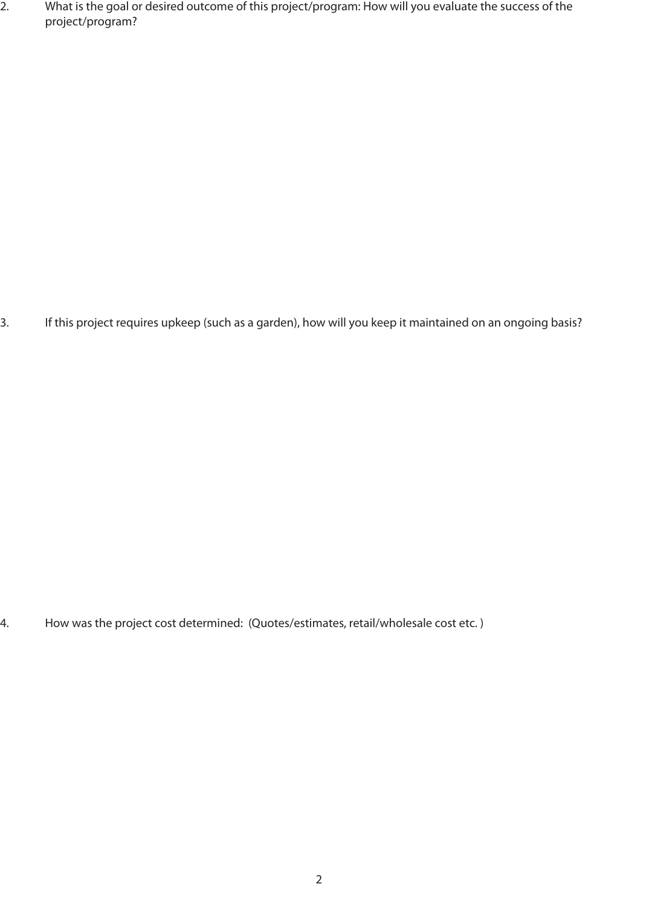2. What is the goal or desired outcome of this project/program: How will you evaluate the success of the project/program?

3. If this project requires upkeep (such as a garden), how will you keep it maintained on an ongoing basis?

4. How was the project cost determined: (Quotes/estimates, retail/wholesale cost etc. )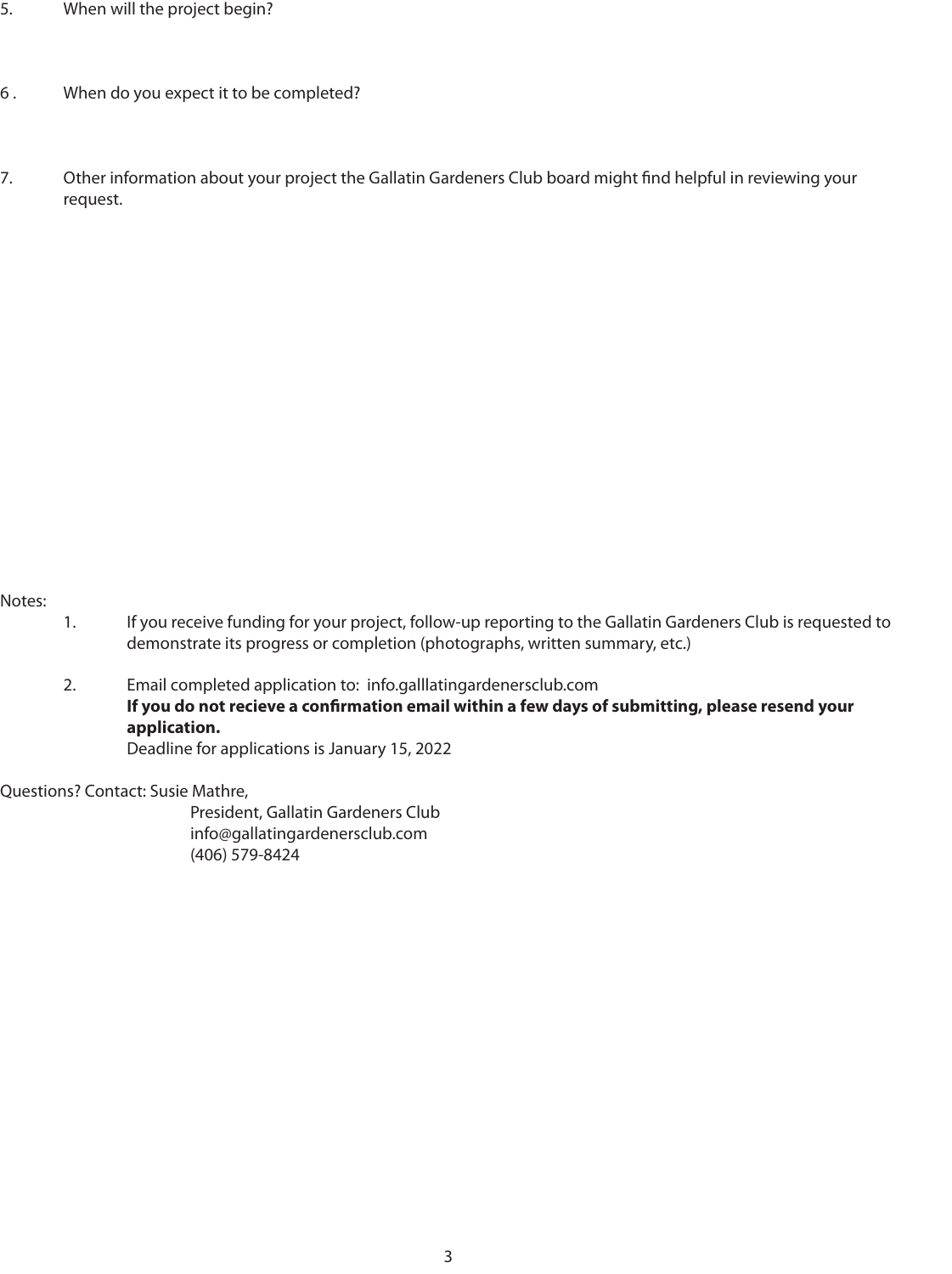5. When will the project begin?

6 . When do you expect it to be completed?

7. Other information about your project the Gallatin Gardeners Club board might find helpful in reviewing your request.

Notes:

1. If you receive funding for your project, follow-up reporting to the Gallatin Gardeners Club is requested to demonstrate its progress or completion (photographs, written summary, etc.)

2. Email completed application to: info.galllatingardenersclub.com
**If you do not recieve a confirmation email within a few days of submitting, please resend your application.**
Deadline for applications is January 15, 2022

Questions? Contact: Susie Mathre,
President, Gallatin Gardeners Club
info@gallatingardenersclub.com
(406) 579-8424